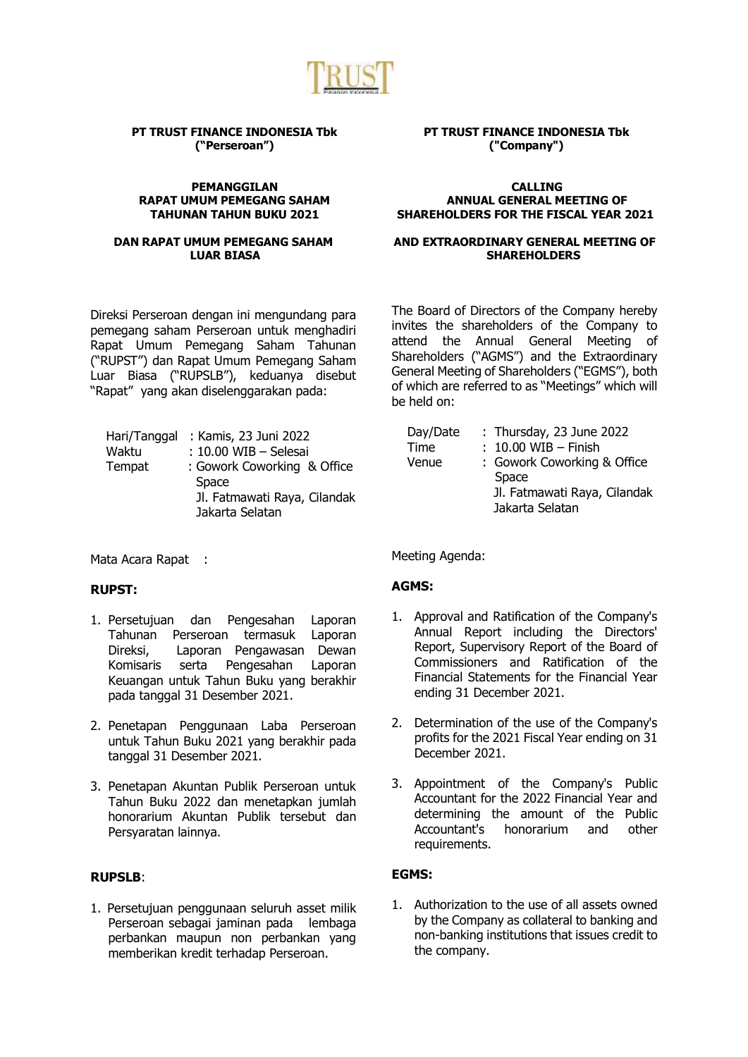TRUST

**PT TRUST FINANCE INDONESIA Tbk**
**("Perseroan")**

**PEMANGGILAN**
**RAPAT UMUM PEMEGANG SAHAM TAHUNAN TAHUN BUKU 2021**

**DAN RAPAT UMUM PEMEGANG SAHAM LUAR BIASA**

Direksi Perseroan dengan ini mengundang para pemegang saham Perseroan untuk menghadiri Rapat Umum Pemegang Saham Tahunan ("RUPST") dan Rapat Umum Pemegang Saham Luar Biasa ("RUPSLB"), keduanya disebut "Rapat" yang akan diselenggarakan pada:

Hari/Tanggal : Kamis, 23 Juni 2022
Waktu : 10.00 WIB – Selesai
Tempat : Gowork Coworking & Office Space
Jl. Fatmawati Raya, Cilandak
Jakarta Selatan

Mata Acara Rapat :

**RUPST:**

1. Persetujuan dan Pengesahan Laporan Tahunan Perseroan termasuk Laporan Direksi, Laporan Pengawasan Dewan Komisaris serta Pengesahan Laporan Keuangan untuk Tahun Buku yang berakhir pada tanggal 31 Desember 2021.

2. Penetapan Penggunaan Laba Perseroan untuk Tahun Buku 2021 yang berakhir pada tanggal 31 Desember 2021.

3. Penetapan Akuntan Publik Perseroan untuk Tahun Buku 2022 dan menetapkan jumlah honorarium Akuntan Publik tersebut dan Persyaratan lainnya.

**RUPSLB**:

1. Persetujuan penggunaan seluruh asset milik Perseroan sebagai jaminan pada lembaga perbankan maupun non perbankan yang memberikan kredit terhadap Perseroan.

**PT TRUST FINANCE INDONESIA Tbk**
**("Company")**

**CALLING**
**ANNUAL GENERAL MEETING OF SHAREHOLDERS FOR THE FISCAL YEAR 2021**

**AND EXTRAORDINARY GENERAL MEETING OF SHAREHOLDERS**

The Board of Directors of the Company hereby invites the shareholders of the Company to attend the Annual General Meeting of Shareholders ("AGMS") and the Extraordinary General Meeting of Shareholders ("EGMS"), both of which are referred to as "Meetings" which will be held on:

Day/Date : Thursday, 23 June 2022
Time : 10.00 WIB – Finish
Venue : Gowork Coworking & Office Space
Jl. Fatmawati Raya, Cilandak
Jakarta Selatan

Meeting Agenda:

**AGMS:**

1. Approval and Ratification of the Company's Annual Report including the Directors' Report, Supervisory Report of the Board of Commissioners and Ratification of the Financial Statements for the Financial Year ending 31 December 2021.

2. Determination of the use of the Company's profits for the 2021 Fiscal Year ending on 31 December 2021.

3. Appointment of the Company's Public Accountant for the 2022 Financial Year and determining the amount of the Public Accountant's honorarium and other requirements.

**EGMS:**

1. Authorization to the use of all assets owned by the Company as collateral to banking and non-banking institutions that issues credit to the company.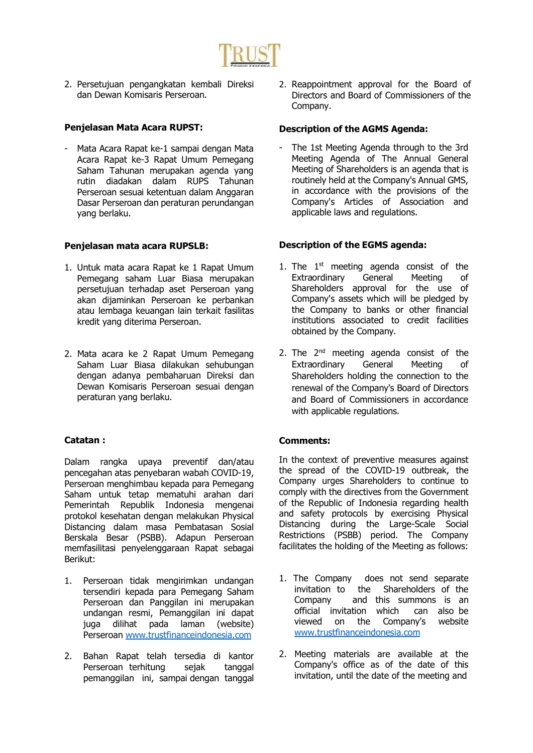2. Persetujuan pengangkatan kembali Direksi dan Dewan Komisaris Perseroan.

2. Reappointment approval for the Board of Directors and Board of Commissioners of the Company.

**Penjelasan Mata Acara RUPST:**

- Mata Acara Rapat ke-1 sampai dengan Mata Acara Rapat ke-3 Rapat Umum Pemegang Saham Tahunan merupakan agenda yang rutin diadakan dalam RUPS Tahunan Perseroan sesuai ketentuan dalam Anggaran Dasar Perseroan dan peraturan perundangan yang berlaku.

**Description of the AGMS Agenda:**

- The 1st Meeting Agenda through to the 3rd Meeting Agenda of The Annual General Meeting of Shareholders is an agenda that is routinely held at the Company's Annual GMS, in accordance with the provisions of the Company's Articles of Association and applicable laws and regulations.

**Penjelasan mata acara RUPSLB:**

1. Untuk mata acara Rapat ke 1 Rapat Umum Pemegang saham Luar Biasa merupakan persetujuan terhadap aset Perseroan yang akan dijaminkan Perseroan ke perbankan atau lembaga keuangan lain terkait fasilitas kredit yang diterima Perseroan.

2. Mata acara ke 2 Rapat Umum Pemegang Saham Luar Biasa dilakukan sehubungan dengan adanya pembaharuan Direksi dan Dewan Komisaris Perseroan sesuai dengan peraturan yang berlaku.

**Description of the EGMS agenda:**

1. The 1st meeting agenda consist of the Extraordinary General Meeting of Shareholders approval for the use of Company's assets which will be pledged by the Company to banks or other financial institutions associated to credit facilities obtained by the Company.

2. The 2nd meeting agenda consist of the Extraordinary General Meeting of Shareholders holding the connection to the renewal of the Company's Board of Directors and Board of Commissioners in accordance with applicable regulations.

**Catatan :**

Dalam rangka upaya preventif dan/atau pencegahan atas penyebaran wabah COVID-19, Perseroan menghimbau kepada para Pemegang Saham untuk tetap mematuhi arahan dari Pemerintah Republik Indonesia mengenai protokol kesehatan dengan melakukan Physical Distancing dalam masa Pembatasan Sosial Berskala Besar (PSBB). Adapun Perseroan memfasilitasi penyelenggaraan Rapat sebagai Berikut:

1. Perseroan tidak mengirimkan undangan tersendiri kepada para Pemegang Saham Perseroan dan Panggilan ini merupakan undangan resmi, Pemanggilan ini dapat juga dilihat pada laman (website) Perseroan www.trustfinanceindonesia.com

2. Bahan Rapat telah tersedia di kantor Perseroan terhitung sejak tanggal pemanggilan ini, sampai dengan tanggal

**Comments:**

In the context of preventive measures against the spread of the COVID-19 outbreak, the Company urges Shareholders to continue to comply with the directives from the Government of the Republic of Indonesia regarding health and safety protocols by exercising Physical Distancing during the Large-Scale Social Restrictions (PSBB) period. The Company facilitates the holding of the Meeting as follows:

1. The Company does not send separate invitation to the Shareholders of the Company and this summons is an official invitation which can also be viewed on the Company's website www.trustfinanceindonesia.com

2. Meeting materials are available at the Company's office as of the date of this invitation, until the date of the meeting and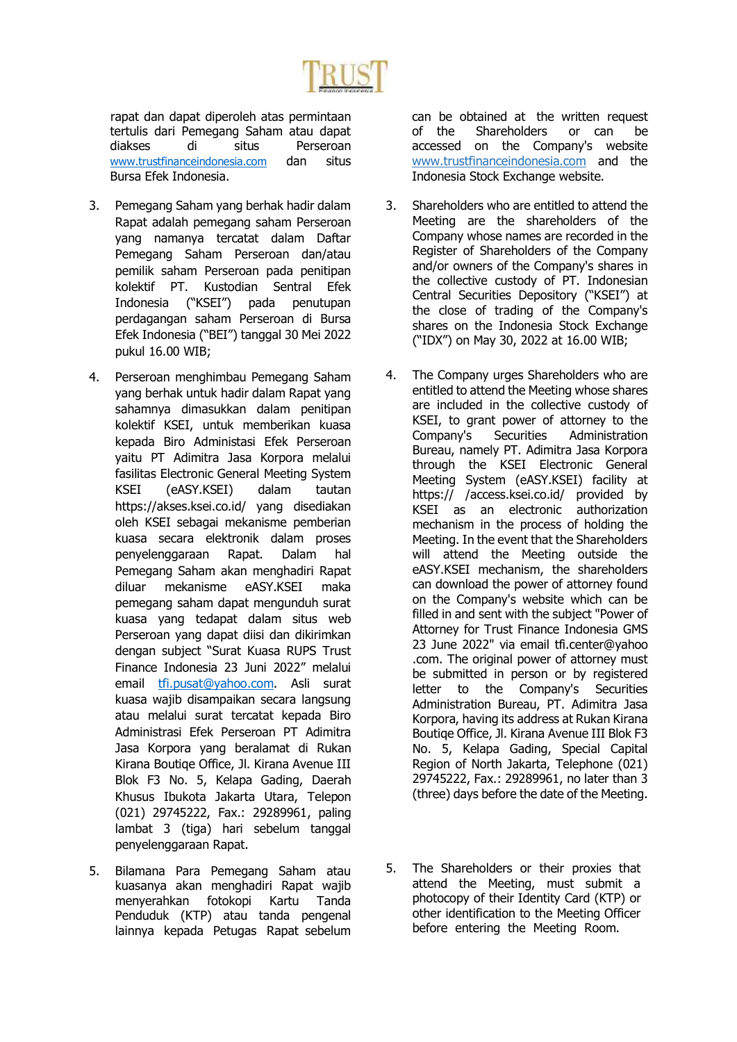rapat dan dapat diperoleh atas permintaan tertulis dari Pemegang Saham atau dapat diakses di situs Perseroan www.trustfinanceindonesia.com dan situs Bursa Efek Indonesia.

3. Pemegang Saham yang berhak hadir dalam Rapat adalah pemegang saham Perseroan yang namanya tercatat dalam Daftar Pemegang Saham Perseroan dan/atau pemilik saham Perseroan pada penitipan kolektif PT. Kustodian Sentral Efek Indonesia ("KSEI") pada penutupan perdagangan saham Perseroan di Bursa Efek Indonesia ("BEI") tanggal 30 Mei 2022 pukul 16.00 WIB;

4. Perseroan menghimbau Pemegang Saham yang berhak untuk hadir dalam Rapat yang sahamnya dimasukkan dalam penitipan kolektif KSEI, untuk memberikan kuasa kepada Biro Administasi Efek Perseroan yaitu PT Adimitra Jasa Korpora melalui fasilitas Electronic General Meeting System KSEI (eASY.KSEI) dalam tautan https://akses.ksei.co.id/ yang disediakan oleh KSEI sebagai mekanisme pemberian kuasa secara elektronik dalam proses penyelenggaraan Rapat. Dalam hal Pemegang Saham akan menghadiri Rapat diluar mekanisme eASY.KSEI maka pemegang saham dapat mengunduh surat kuasa yang tedapat dalam situs web Perseroan yang dapat diisi dan dikirimkan dengan subject "Surat Kuasa RUPS Trust Finance Indonesia 23 Juni 2022" melalui email tfi.pusat@yahoo.com. Asli surat kuasa wajib disampaikan secara langsung atau melalui surat tercatat kepada Biro Administrasi Efek Perseroan PT Adimitra Jasa Korpora yang beralamat di Rukan Kirana Boutiqe Office, Jl. Kirana Avenue III Blok F3 No. 5, Kelapa Gading, Daerah Khusus Ibukota Jakarta Utara, Telepon (021) 29745222, Fax.: 29289961, paling lambat 3 (tiga) hari sebelum tanggal penyelenggaraan Rapat.

5. Bilamana Para Pemegang Saham atau kuasanya akan menghadiri Rapat wajib menyerahkan fotokopi Kartu Tanda Penduduk (KTP) atau tanda pengenal lainnya kepada Petugas Rapat sebelum

can be obtained at the written request of the Shareholders or can be accessed on the Company's website www.trustfinanceindonesia.com and the Indonesia Stock Exchange website.

3. Shareholders who are entitled to attend the Meeting are the shareholders of the Company whose names are recorded in the Register of Shareholders of the Company and/or owners of the Company's shares in the collective custody of PT. Indonesian Central Securities Depository ("KSEI") at the close of trading of the Company's shares on the Indonesia Stock Exchange ("IDX") on May 30, 2022 at 16.00 WIB;

4. The Company urges Shareholders who are entitled to attend the Meeting whose shares are included in the collective custody of KSEI, to grant power of attorney to the Company's Securities Administration Bureau, namely PT. Adimitra Jasa Korpora through the KSEI Electronic General Meeting System (eASY.KSEI) facility at https:// /access.ksei.co.id/ provided by KSEI as an electronic authorization mechanism in the process of holding the Meeting. In the event that the Shareholders will attend the Meeting outside the eASY.KSEI mechanism, the shareholders can download the power of attorney found on the Company's website which can be filled in and sent with the subject "Power of Attorney for Trust Finance Indonesia GMS 23 June 2022" via email tfi.center@yahoo .com. The original power of attorney must be submitted in person or by registered letter to the Company's Securities Administration Bureau, PT. Adimitra Jasa Korpora, having its address at Rukan Kirana Boutiqe Office, Jl. Kirana Avenue III Blok F3 No. 5, Kelapa Gading, Special Capital Region of North Jakarta, Telephone (021) 29745222, Fax.: 29289961, no later than 3 (three) days before the date of the Meeting.

5. The Shareholders or their proxies that attend the Meeting, must submit a photocopy of their Identity Card (KTP) or other identification to the Meeting Officer before entering the Meeting Room.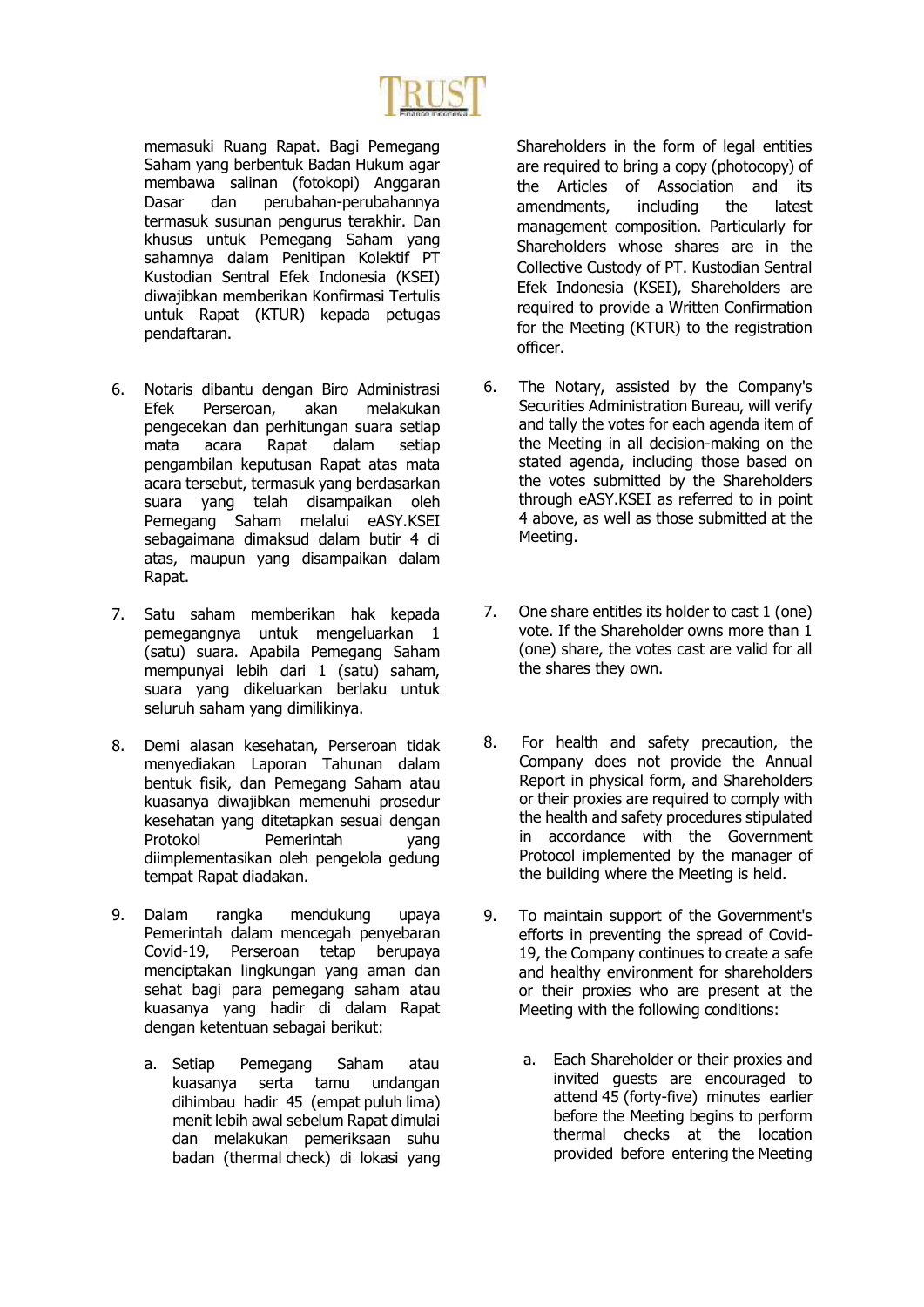memasuki Ruang Rapat. Bagi Pemegang Saham yang berbentuk Badan Hukum agar membawa salinan (fotokopi) Anggaran Dasar dan perubahan-perubahannya termasuk susunan pengurus terakhir. Dan khusus untuk Pemegang Saham yang sahamnya dalam Penitipan Kolektif PT Kustodian Sentral Efek Indonesia (KSEI) diwajibkan memberikan Konfirmasi Tertulis untuk Rapat (KTUR) kepada petugas pendaftaran.

6. Notaris dibantu dengan Biro Administrasi Efek Perseroan, akan melakukan pengecekan dan perhitungan suara setiap mata acara Rapat dalam setiap pengambilan keputusan Rapat atas mata acara tersebut, termasuk yang berdasarkan suara yang telah disampaikan oleh Pemegang Saham melalui eASY.KSEI sebagaimana dimaksud dalam butir 4 di atas, maupun yang disampaikan dalam Rapat.

7. Satu saham memberikan hak kepada pemegangnya untuk mengeluarkan 1 (satu) suara. Apabila Pemegang Saham mempunyai lebih dari 1 (satu) saham, suara yang dikeluarkan berlaku untuk seluruh saham yang dimilikinya.

8. Demi alasan kesehatan, Perseroan tidak menyediakan Laporan Tahunan dalam bentuk fisik, dan Pemegang Saham atau kuasanya diwajibkan memenuhi prosedur kesehatan yang ditetapkan sesuai dengan Protokol Pemerintah yang diimplementasikan oleh pengelola gedung tempat Rapat diadakan.

9. Dalam rangka mendukung upaya Pemerintah dalam mencegah penyebaran Covid-19, Perseroan tetap berupaya menciptakan lingkungan yang aman dan sehat bagi para pemegang saham atau kuasanya yang hadir di dalam Rapat dengan ketentuan sebagai berikut:

   a. Setiap Pemegang Saham atau kuasanya serta tamu undangan dihimbau hadir 45 (empat puluh lima) menit lebih awal sebelum Rapat dimulai dan melakukan pemeriksaan suhu badan (thermal check) di lokasi yang

Shareholders in the form of legal entities are required to bring a copy (photocopy) of the Articles of Association and its amendments, including the latest management composition. Particularly for Shareholders whose shares are in the Collective Custody of PT. Kustodian Sentral Efek Indonesia (KSEI), Shareholders are required to provide a Written Confirmation for the Meeting (KTUR) to the registration officer.

6. The Notary, assisted by the Company's Securities Administration Bureau, will verify and tally the votes for each agenda item of the Meeting in all decision-making on the stated agenda, including those based on the votes submitted by the Shareholders through eASY.KSEI as referred to in point 4 above, as well as those submitted at the Meeting.

7. One share entitles its holder to cast 1 (one) vote. If the Shareholder owns more than 1 (one) share, the votes cast are valid for all the shares they own.

8. For health and safety precaution, the Company does not provide the Annual Report in physical form, and Shareholders or their proxies are required to comply with the health and safety procedures stipulated in accordance with the Government Protocol implemented by the manager of the building where the Meeting is held.

9. To maintain support of the Government's efforts in preventing the spread of Covid-19, the Company continues to create a safe and healthy environment for shareholders or their proxies who are present at the Meeting with the following conditions:

   a. Each Shareholder or their proxies and invited guests are encouraged to attend 45 (forty-five) minutes earlier before the Meeting begins to perform thermal checks at the location provided before entering the Meeting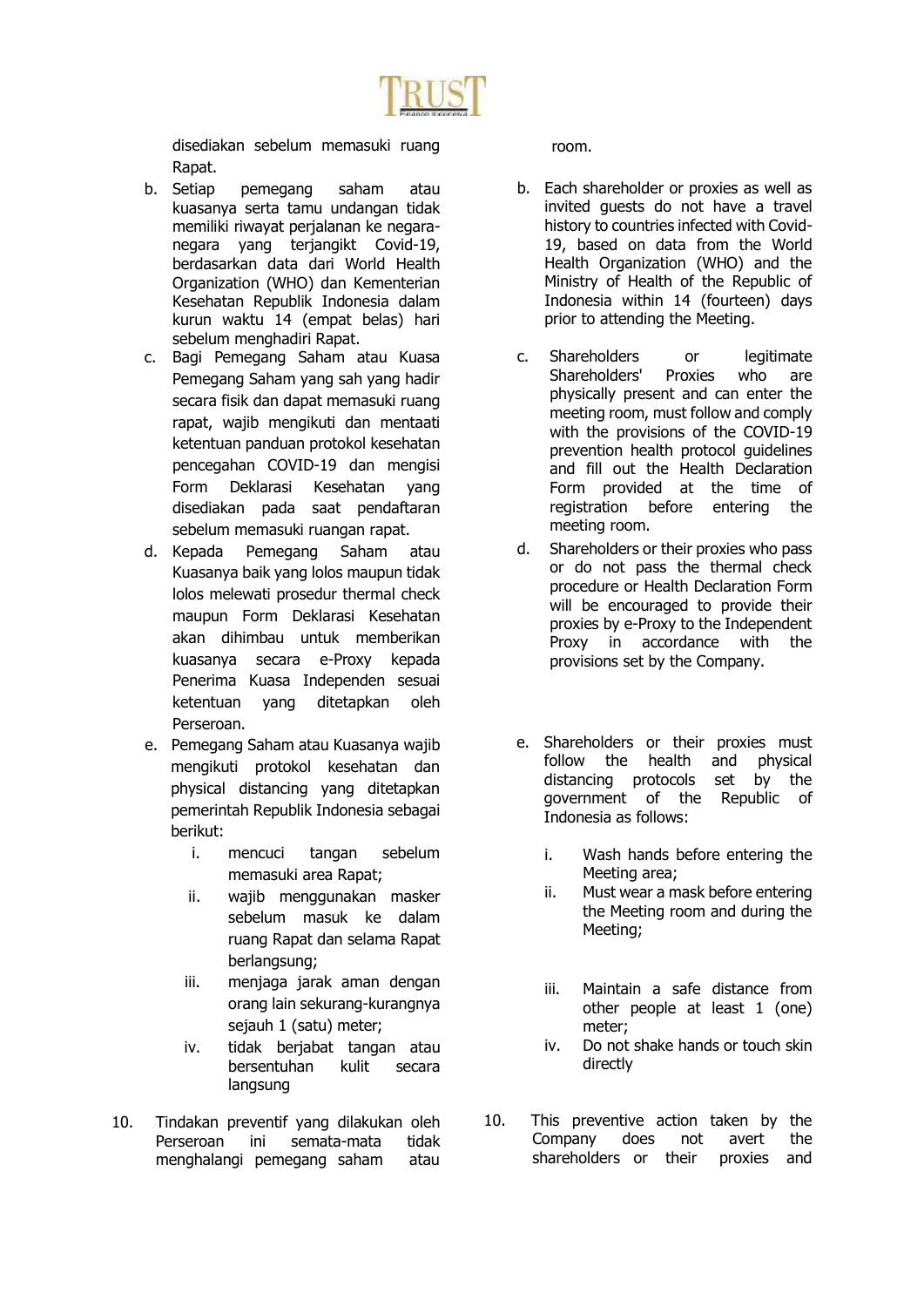disediakan sebelum memasuki ruang Rapat.

b. Setiap pemegang saham atau kuasanya serta tamu undangan tidak memiliki riwayat perjalanan ke negara-negara yang terjangikt Covid-19, berdasarkan data dari World Health Organization (WHO) dan Kementerian Kesehatan Republik Indonesia dalam kurun waktu 14 (empat belas) hari sebelum menghadiri Rapat.

c. Bagi Pemegang Saham atau Kuasa Pemegang Saham yang sah yang hadir secara fisik dan dapat memasuki ruang rapat, wajib mengikuti dan mentaati ketentuan panduan protokol kesehatan pencegahan COVID-19 dan mengisi Form Deklarasi Kesehatan yang disediakan pada saat pendaftaran sebelum memasuki ruangan rapat.

d. Kepada Pemegang Saham atau Kuasanya baik yang lolos maupun tidak lolos melewati prosedur thermal check maupun Form Deklarasi Kesehatan akan dihimbau untuk memberikan kuasanya secara e-Proxy kepada Penerima Kuasa Independen sesuai ketentuan yang ditetapkan oleh Perseroan.

e. Pemegang Saham atau Kuasanya wajib mengikuti protokol kesehatan dan physical distancing yang ditetapkan pemerintah Republik Indonesia sebagai berikut:
   i. mencuci tangan sebelum memasuki area Rapat;
   ii. wajib menggunakan masker sebelum masuk ke dalam ruang Rapat dan selama Rapat berlangsung;
   iii. menjaga jarak aman dengan orang lain sekurang-kurangnya sejauh 1 (satu) meter;
   iv. tidak berjabat tangan atau bersentuhan kulit secara langsung

10. Tindakan preventif yang dilakukan oleh Perseroan ini semata-mata tidak menghalangi pemegang saham atau

room.

b. Each shareholder or proxies as well as invited guests do not have a travel history to countries infected with Covid-19, based on data from the World Health Organization (WHO) and the Ministry of Health of the Republic of Indonesia within 14 (fourteen) days prior to attending the Meeting.

c. Shareholders or legitimate Shareholders' Proxies who are physically present and can enter the meeting room, must follow and comply with the provisions of the COVID-19 prevention health protocol guidelines and fill out the Health Declaration Form provided at the time of registration before entering the meeting room.

d. Shareholders or their proxies who pass or do not pass the thermal check procedure or Health Declaration Form will be encouraged to provide their proxies by e-Proxy to the Independent Proxy in accordance with the provisions set by the Company.

e. Shareholders or their proxies must follow the health and physical distancing protocols set by the government of the Republic of Indonesia as follows:
   i. Wash hands before entering the Meeting area;
   ii. Must wear a mask before entering the Meeting room and during the Meeting;
   iii. Maintain a safe distance from other people at least 1 (one) meter;
   iv. Do not shake hands or touch skin directly

10. This preventive action taken by the Company does not avert the shareholders or their proxies and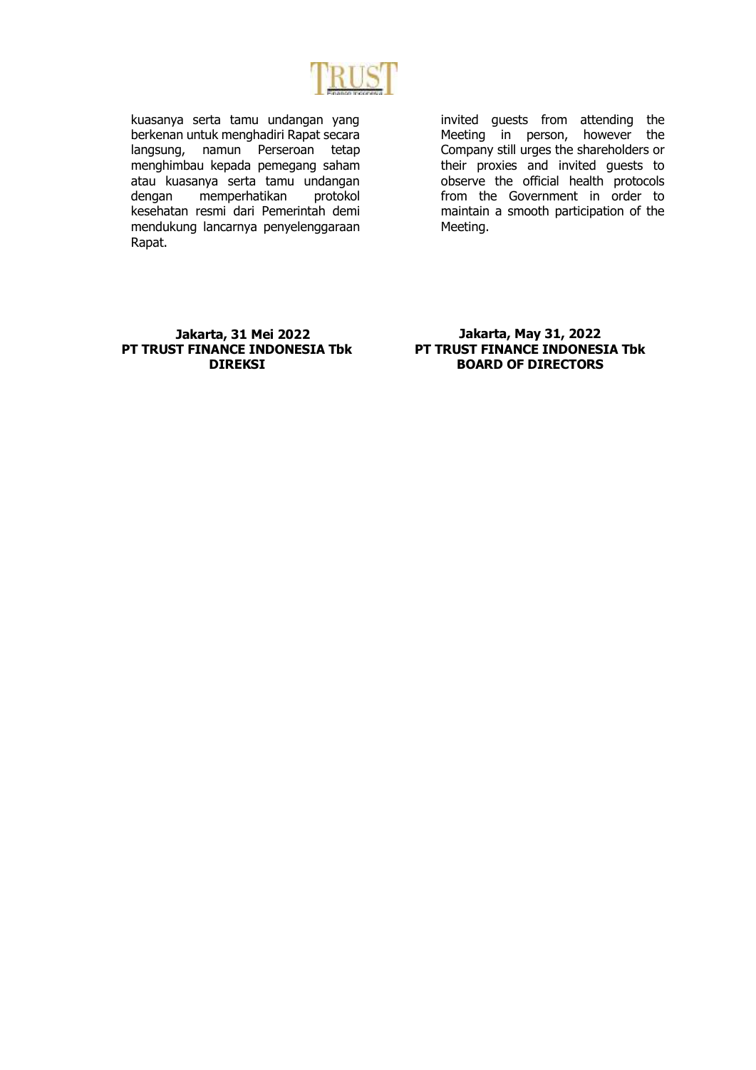kuasanya serta tamu undangan yang berkenan untuk menghadiri Rapat secara langsung, namun Perseroan tetap menghimbau kepada pemegang saham atau kuasanya serta tamu undangan dengan memperhatikan protokol kesehatan resmi dari Pemerintah demi mendukung lancarnya penyelenggaraan Rapat.

**Jakarta, 31 Mei 2022**
**PT TRUST FINANCE INDONESIA Tbk**
**DIREKSI**

invited guests from attending the Meeting in person, however the Company still urges the shareholders or their proxies and invited guests to observe the official health protocols from the Government in order to maintain a smooth participation of the Meeting.

**Jakarta, May 31, 2022**
**PT TRUST FINANCE INDONESIA Tbk**
**BOARD OF DIRECTORS**